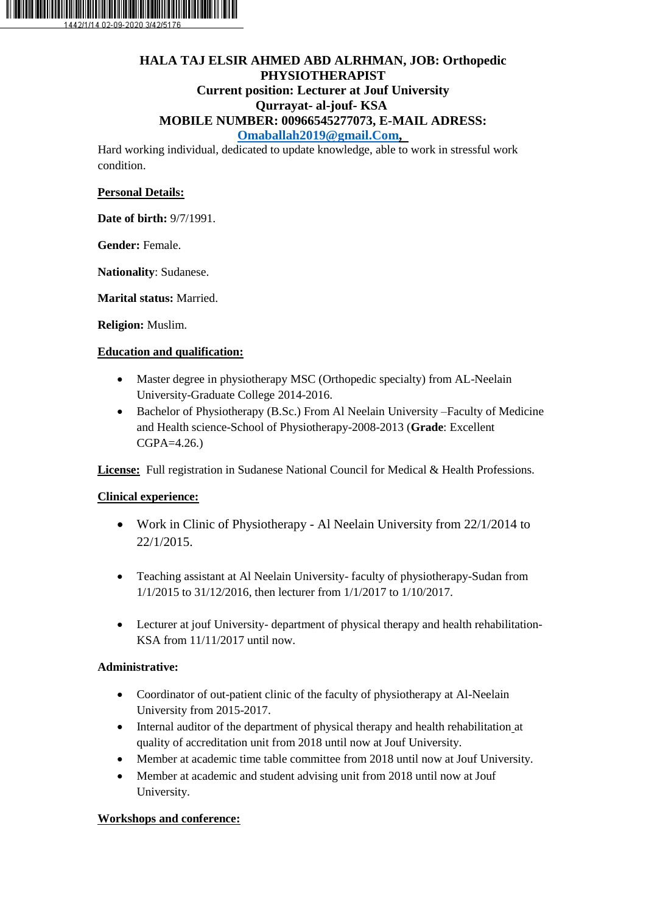1442/1/14 02-09-2020 3/42/5176

**HALA TAJ ELSIR AHMED ABD ALRHMAN, JOB: Orthopedic PHYSIOTHERAPIST**
**Current position: Lecturer at Jouf University**
**Qurrayat- al-jouf- KSA**
**MOBILE NUMBER: 00966545277073, E-MAIL ADRESS:**
**Omaballah2019@gmail.Com,**

Hard working individual, dedicated to update knowledge, able to work in stressful work condition.

## Personal Details:

**Date of birth:** 9/7/1991.

**Gender:** Female.

**Nationality**: Sudanese.

**Marital status:** Married.

**Religion:** Muslim.

## Education and qualification:

- Master degree in physiotherapy MSC (Orthopedic specialty) from AL-Neelain University-Graduate College 2014-2016.
- Bachelor of Physiotherapy (B.Sc.) From Al Neelain University –Faculty of Medicine and Health science-School of Physiotherapy-2008-2013 (**Grade**: Excellent CGPA=4.26.)

**License:** Full registration in Sudanese National Council for Medical & Health Professions.

## Clinical experience:

- Work in Clinic of Physiotherapy - Al Neelain University from 22/1/2014 to 22/1/2015.
- Teaching assistant at Al Neelain University- faculty of physiotherapy-Sudan from 1/1/2015 to 31/12/2016, then lecturer from 1/1/2017 to 1/10/2017.
- Lecturer at jouf University- department of physical therapy and health rehabilitation-KSA from 11/11/2017 until now.

## Administrative:

- Coordinator of out-patient clinic of the faculty of physiotherapy at Al-Neelain University from 2015-2017.
- Internal auditor of the department of physical therapy and health rehabilitation at quality of accreditation unit from 2018 until now at Jouf University.
- Member at academic time table committee from 2018 until now at Jouf University.
- Member at academic and student advising unit from 2018 until now at Jouf University.

## Workshops and conference: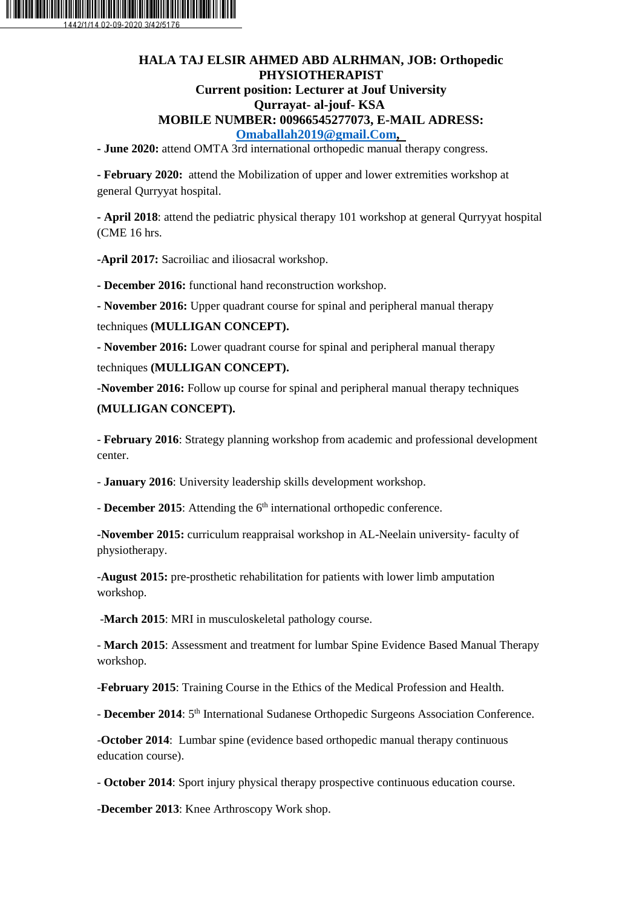**HALA TAJ ELSIR AHMED ABD ALRHMAN, JOB: Orthopedic PHYSIOTHERAPIST**
**Current position: Lecturer at Jouf University**
**Qurrayat- al-jouf- KSA**
**MOBILE NUMBER: 00966545277073, E-MAIL ADRESS: Omaballah2019@gmail.Com,**

- **June 2020:** attend OMTA 3rd international orthopedic manual therapy congress.

- **February 2020:** attend the Mobilization of upper and lower extremities workshop at general Qurryyat hospital.

- **April 2018**: attend the pediatric physical therapy 101 workshop at general Qurryyat hospital (CME 16 hrs.

-**April 2017:** Sacroiliac and iliosacral workshop.

- **December 2016:** functional hand reconstruction workshop.

- **November 2016:** Upper quadrant course for spinal and peripheral manual therapy techniques **(MULLIGAN CONCEPT).**

- **November 2016:** Lower quadrant course for spinal and peripheral manual therapy techniques **(MULLIGAN CONCEPT).**

-**November 2016:** Follow up course for spinal and peripheral manual therapy techniques **(MULLIGAN CONCEPT).**

- **February 2016**: Strategy planning workshop from academic and professional development center.

- **January 2016**: University leadership skills development workshop.

- **December 2015**: Attending the 6th international orthopedic conference.

-**November 2015:** curriculum reappraisal workshop in AL-Neelain university- faculty of physiotherapy.

-**August 2015:** pre-prosthetic rehabilitation for patients with lower limb amputation workshop.

-**March 2015**: MRI in musculoskeletal pathology course.

- **March 2015**: Assessment and treatment for lumbar Spine Evidence Based Manual Therapy workshop.

-**February 2015**: Training Course in the Ethics of the Medical Profession and Health.

- **December 2014**: 5th International Sudanese Orthopedic Surgeons Association Conference.

-**October 2014**: Lumbar spine (evidence based orthopedic manual therapy continuous education course).

- **October 2014**: Sport injury physical therapy prospective continuous education course.

-**December 2013**: Knee Arthroscopy Work shop.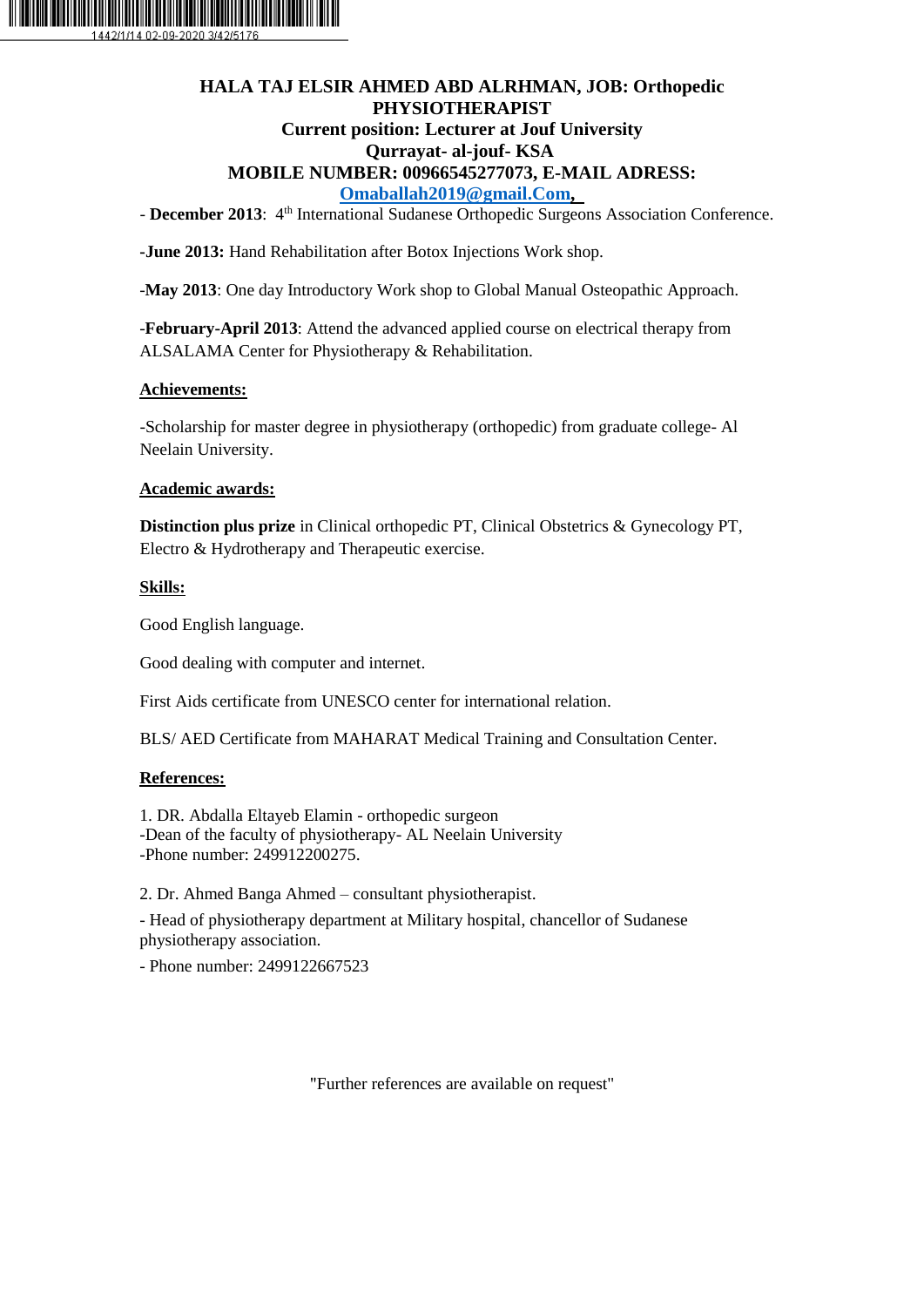**HALA TAJ ELSIR AHMED ABD ALRHMAN, JOB: Orthopedic PHYSIOTHERAPIST**
**Current position: Lecturer at Jouf University**
**Qurrayat- al-jouf- KSA**
**MOBILE NUMBER: 00966545277073, E-MAIL ADRESS: Omaballah2019@gmail.Com,**

- **December 2013**: 4th International Sudanese Orthopedic Surgeons Association Conference.

-**June 2013:** Hand Rehabilitation after Botox Injections Work shop.

-**May 2013**: One day Introductory Work shop to Global Manual Osteopathic Approach.

-**February-April 2013**: Attend the advanced applied course on electrical therapy from ALSALAMA Center for Physiotherapy & Rehabilitation.

**Achievements:**

-Scholarship for master degree in physiotherapy (orthopedic) from graduate college- Al Neelain University.

**Academic awards:**

**Distinction plus prize** in Clinical orthopedic PT, Clinical Obstetrics & Gynecology PT, Electro & Hydrotherapy and Therapeutic exercise.

**Skills:**

Good English language.

Good dealing with computer and internet.

First Aids certificate from UNESCO center for international relation.

BLS/ AED Certificate from MAHARAT Medical Training and Consultation Center.

**References:**

1. DR. Abdalla Eltayeb Elamin - orthopedic surgeon
-Dean of the faculty of physiotherapy- AL Neelain University
-Phone number: 249912200275.

2. Dr. Ahmed Banga Ahmed – consultant physiotherapist.

- Head of physiotherapy department at Military hospital, chancellor of Sudanese physiotherapy association.

- Phone number: 2499122667523

"Further references are available on request"